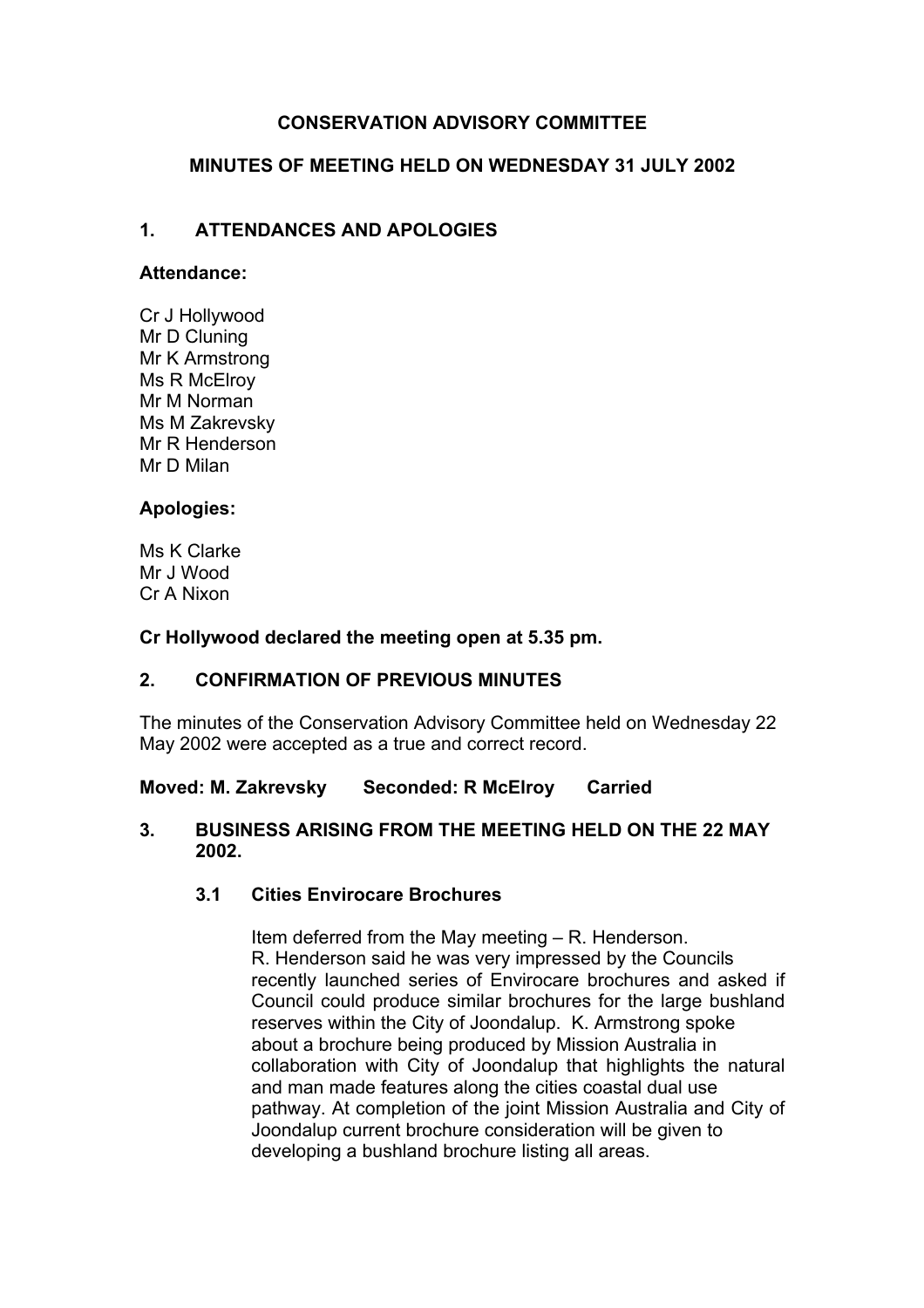# CONSERVATION ADVISORY COMMITTEE

## MINUTES OF MEETING HELD ON WEDNESDAY 31 JULY 2002

## 1. ATTENDANCES AND APOLOGIES

**Attendance:**

Cr J Hollywood
Mr D Cluning
Mr K Armstrong
Ms R McElroy
Mr M Norman
Ms M Zakrevsky
Mr R Henderson
Mr D Milan

**Apologies:**

Ms K Clarke
Mr J Wood
Cr A Nixon

**Cr Hollywood declared the meeting open at 5.35 pm.**

## 2. CONFIRMATION OF PREVIOUS MINUTES

The minutes of the Conservation Advisory Committee held on Wednesday 22 May 2002 were accepted as a true and correct record.

**Moved: M. Zakrevsky Seconded: R McElroy Carried**

## 3. BUSINESS ARISING FROM THE MEETING HELD ON THE 22 MAY 2002.

### 3.1 Cities Envirocare Brochures

Item deferred from the May meeting – R. Henderson.
R. Henderson said he was very impressed by the Councils recently launched series of Envirocare brochures and asked if Council could produce similar brochures for the large bushland reserves within the City of Joondalup. K. Armstrong spoke about a brochure being produced by Mission Australia in collaboration with City of Joondalup that highlights the natural and man made features along the cities coastal dual use pathway. At completion of the joint Mission Australia and City of Joondalup current brochure consideration will be given to developing a bushland brochure listing all areas.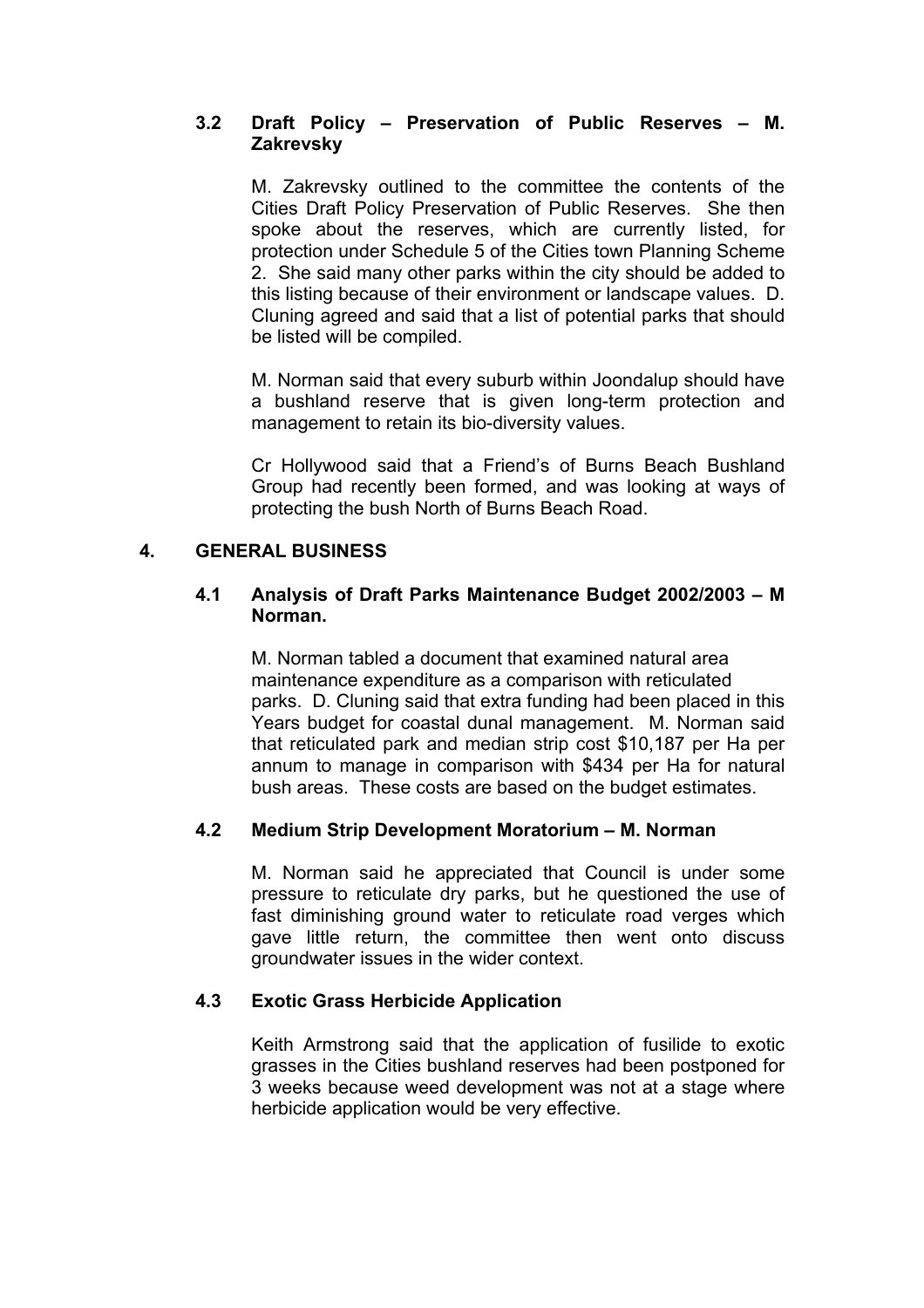### 3.2 Draft Policy – Preservation of Public Reserves – M. Zakrevsky

M. Zakrevsky outlined to the committee the contents of the Cities Draft Policy Preservation of Public Reserves. She then spoke about the reserves, which are currently listed, for protection under Schedule 5 of the Cities town Planning Scheme 2. She said many other parks within the city should be added to this listing because of their environment or landscape values. D. Cluning agreed and said that a list of potential parks that should be listed will be compiled.

M. Norman said that every suburb within Joondalup should have a bushland reserve that is given long-term protection and management to retain its bio-diversity values.

Cr Hollywood said that a Friend's of Burns Beach Bushland Group had recently been formed, and was looking at ways of protecting the bush North of Burns Beach Road.

## 4. GENERAL BUSINESS

### 4.1 Analysis of Draft Parks Maintenance Budget 2002/2003 – M Norman.

M. Norman tabled a document that examined natural area maintenance expenditure as a comparison with reticulated parks. D. Cluning said that extra funding had been placed in this Years budget for coastal dunal management. M. Norman said that reticulated park and median strip cost $10,187 per Ha per annum to manage in comparison with $434 per Ha for natural bush areas. These costs are based on the budget estimates.

### 4.2 Medium Strip Development Moratorium – M. Norman

M. Norman said he appreciated that Council is under some pressure to reticulate dry parks, but he questioned the use of fast diminishing ground water to reticulate road verges which gave little return, the committee then went onto discuss groundwater issues in the wider context.

### 4.3 Exotic Grass Herbicide Application

Keith Armstrong said that the application of fusilide to exotic grasses in the Cities bushland reserves had been postponed for 3 weeks because weed development was not at a stage where herbicide application would be very effective.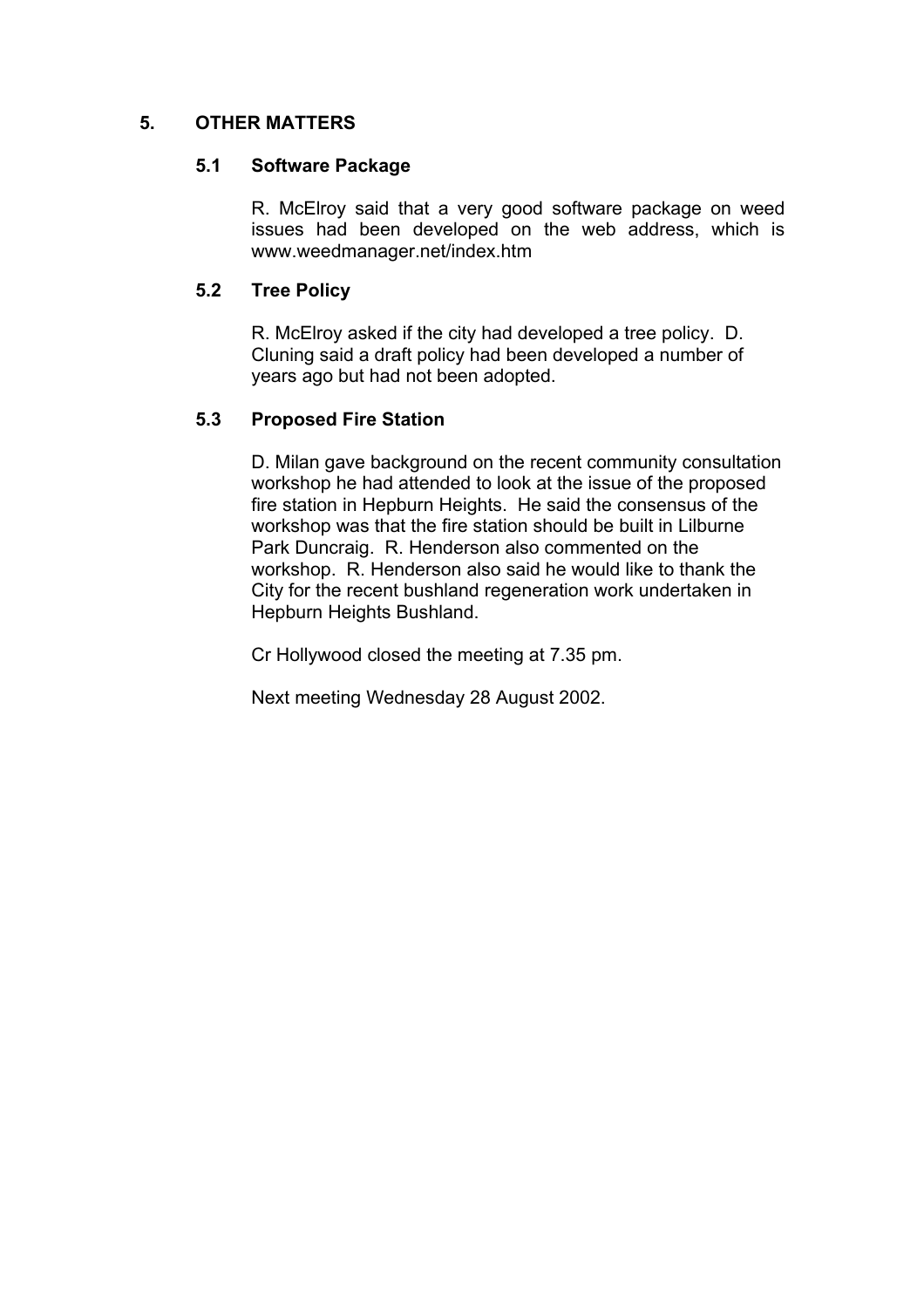## 5. OTHER MATTERS

### 5.1 Software Package

R. McElroy said that a very good software package on weed issues had been developed on the web address, which is www.weedmanager.net/index.htm

### 5.2 Tree Policy

R. McElroy asked if the city had developed a tree policy. D. Cluning said a draft policy had been developed a number of years ago but had not been adopted.

### 5.3 Proposed Fire Station

D. Milan gave background on the recent community consultation workshop he had attended to look at the issue of the proposed fire station in Hepburn Heights. He said the consensus of the workshop was that the fire station should be built in Lilburne Park Duncraig. R. Henderson also commented on the workshop. R. Henderson also said he would like to thank the City for the recent bushland regeneration work undertaken in Hepburn Heights Bushland.

Cr Hollywood closed the meeting at 7.35 pm.

Next meeting Wednesday 28 August 2002.